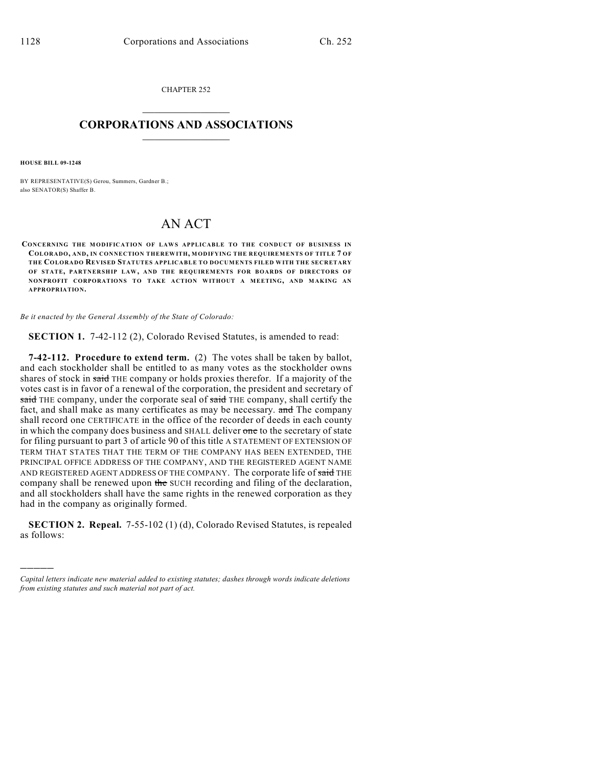CHAPTER 252

# CORPORATIONS AND ASSOCIATIONS

**HOUSE BILL 09-1248**

BY REPRESENTATIVE(S) Gerou, Summers, Gardner B.;
also SENATOR(S) Shaffer B.

# AN ACT

**CONCERNING THE MODIFICATION OF LAWS APPLICABLE TO THE CONDUCT OF BUSINESS IN COLORADO, AND, IN CONNECTION THEREWITH, MODIFYING THE REQUIREMENTS OF TITLE 7 OF THE COLORADO REVISED STATUTES APPLICABLE TO DOCUMENTS FILED WITH THE SECRETARY OF STATE, PARTNERSHIP LAW, AND THE REQUIREMENTS FOR BOARDS OF DIRECTORS OF NONPROFIT CORPORATIONS TO TAKE ACTION WITHOUT A MEETING, AND MAKING AN APPROPRIATION.**

*Be it enacted by the General Assembly of the State of Colorado:*

**SECTION 1.** 7-42-112 (2), Colorado Revised Statutes, is amended to read:

**7-42-112. Procedure to extend term.** (2) The votes shall be taken by ballot, and each stockholder shall be entitled to as many votes as the stockholder owns shares of stock in ~~said~~ THE company or holds proxies therefor. If a majority of the votes cast is in favor of a renewal of the corporation, the president and secretary of ~~said~~ THE company, under the corporate seal of ~~said~~ THE company, shall certify the fact, and shall make as many certificates as may be necessary. ~~and~~ The company shall record one CERTIFICATE in the office of the recorder of deeds in each county in which the company does business and SHALL deliver ~~one~~ to the secretary of state for filing pursuant to part 3 of article 90 of this title A STATEMENT OF EXTENSION OF TERM THAT STATES THAT THE TERM OF THE COMPANY HAS BEEN EXTENDED, THE PRINCIPAL OFFICE ADDRESS OF THE COMPANY, AND THE REGISTERED AGENT NAME AND REGISTERED AGENT ADDRESS OF THE COMPANY. The corporate life of ~~said~~ THE company shall be renewed upon ~~the~~ SUCH recording and filing of the declaration, and all stockholders shall have the same rights in the renewed corporation as they had in the company as originally formed.

**SECTION 2. Repeal.** 7-55-102 (1) (d), Colorado Revised Statutes, is repealed as follows:

---

*Capital letters indicate new material added to existing statutes; dashes through words indicate deletions from existing statutes and such material not part of act.*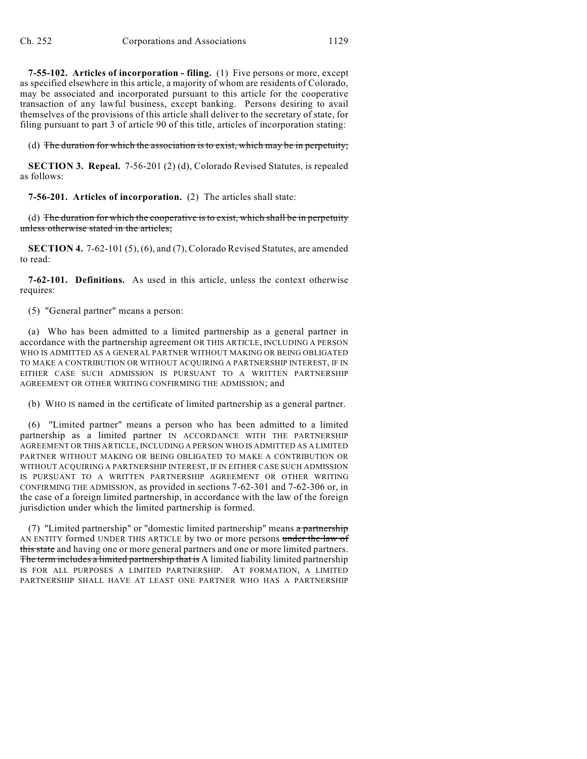**7-55-102. Articles of incorporation - filing.** (1) Five persons or more, except as specified elsewhere in this article, a majority of whom are residents of Colorado, may be associated and incorporated pursuant to this article for the cooperative transaction of any lawful business, except banking. Persons desiring to avail themselves of the provisions of this article shall deliver to the secretary of state, for filing pursuant to part 3 of article 90 of this title, articles of incorporation stating:

(d) ~~The duration for which the association is to exist, which may be in perpetuity;~~

**SECTION 3. Repeal.** 7-56-201 (2) (d), Colorado Revised Statutes, is repealed as follows:

**7-56-201. Articles of incorporation.** (2) The articles shall state:

(d) ~~The duration for which the cooperative is to exist, which shall be in perpetuity unless otherwise stated in the articles;~~

**SECTION 4.** 7-62-101 (5), (6), and (7), Colorado Revised Statutes, are amended to read:

**7-62-101. Definitions.** As used in this article, unless the context otherwise requires:

(5) "General partner" means a person:

(a) Who has been admitted to a limited partnership as a general partner in accordance with the partnership agreement OR THIS ARTICLE, INCLUDING A PERSON WHO IS ADMITTED AS A GENERAL PARTNER WITHOUT MAKING OR BEING OBLIGATED TO MAKE A CONTRIBUTION OR WITHOUT ACQUIRING A PARTNERSHIP INTEREST, IF IN EITHER CASE SUCH ADMISSION IS PURSUANT TO A WRITTEN PARTNERSHIP AGREEMENT OR OTHER WRITING CONFIRMING THE ADMISSION; and

(b) WHO IS named in the certificate of limited partnership as a general partner.

(6) "Limited partner" means a person who has been admitted to a limited partnership as a limited partner IN ACCORDANCE WITH THE PARTNERSHIP AGREEMENT OR THIS ARTICLE, INCLUDING A PERSON WHO IS ADMITTED AS A LIMITED PARTNER WITHOUT MAKING OR BEING OBLIGATED TO MAKE A CONTRIBUTION OR WITHOUT ACQUIRING A PARTNERSHIP INTEREST, IF IN EITHER CASE SUCH ADMISSION IS PURSUANT TO A WRITTEN PARTNERSHIP AGREEMENT OR OTHER WRITING CONFIRMING THE ADMISSION, as provided in sections 7-62-301 and 7-62-306 or, in the case of a foreign limited partnership, in accordance with the law of the foreign jurisdiction under which the limited partnership is formed.

(7) "Limited partnership" or "domestic limited partnership" means ~~a partnership~~ AN ENTITY formed UNDER THIS ARTICLE by two or more persons ~~under the law of this state~~ and having one or more general partners and one or more limited partners. ~~The term includes a limited partnership that is~~ A limited liability limited partnership IS FOR ALL PURPOSES A LIMITED PARTNERSHIP. AT FORMATION, A LIMITED PARTNERSHIP SHALL HAVE AT LEAST ONE PARTNER WHO HAS A PARTNERSHIP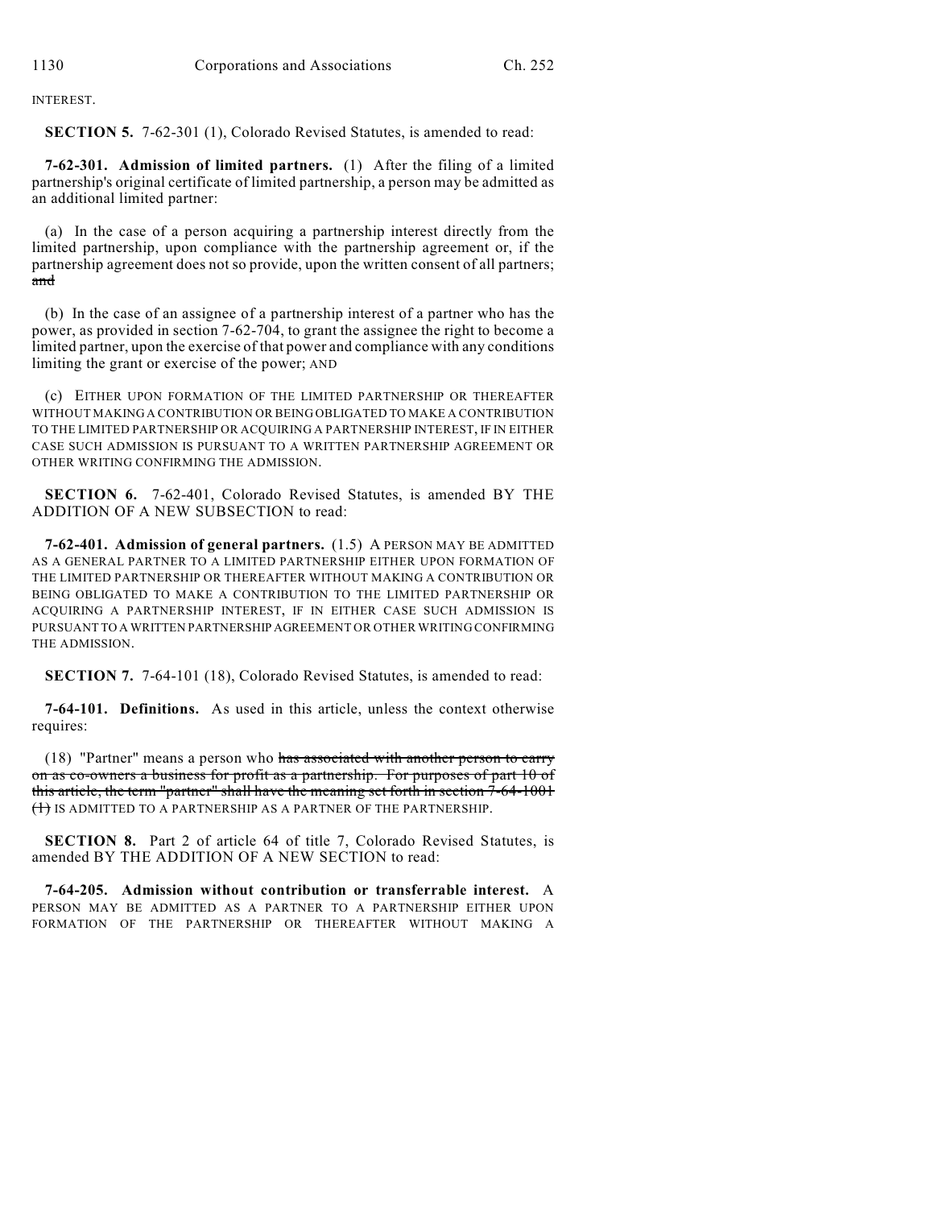INTEREST.

**SECTION 5.** 7-62-301 (1), Colorado Revised Statutes, is amended to read:

**7-62-301. Admission of limited partners.** (1) After the filing of a limited partnership's original certificate of limited partnership, a person may be admitted as an additional limited partner:

(a) In the case of a person acquiring a partnership interest directly from the limited partnership, upon compliance with the partnership agreement or, if the partnership agreement does not so provide, upon the written consent of all partners; ~~and~~

(b) In the case of an assignee of a partnership interest of a partner who has the power, as provided in section 7-62-704, to grant the assignee the right to become a limited partner, upon the exercise of that power and compliance with any conditions limiting the grant or exercise of the power; AND

(c) EITHER UPON FORMATION OF THE LIMITED PARTNERSHIP OR THEREAFTER WITHOUT MAKING A CONTRIBUTION OR BEING OBLIGATED TO MAKE A CONTRIBUTION TO THE LIMITED PARTNERSHIP OR ACQUIRING A PARTNERSHIP INTEREST, IF IN EITHER CASE SUCH ADMISSION IS PURSUANT TO A WRITTEN PARTNERSHIP AGREEMENT OR OTHER WRITING CONFIRMING THE ADMISSION.

**SECTION 6.** 7-62-401, Colorado Revised Statutes, is amended BY THE ADDITION OF A NEW SUBSECTION to read:

**7-62-401. Admission of general partners.** (1.5) A PERSON MAY BE ADMITTED AS A GENERAL PARTNER TO A LIMITED PARTNERSHIP EITHER UPON FORMATION OF THE LIMITED PARTNERSHIP OR THEREAFTER WITHOUT MAKING A CONTRIBUTION OR BEING OBLIGATED TO MAKE A CONTRIBUTION TO THE LIMITED PARTNERSHIP OR ACQUIRING A PARTNERSHIP INTEREST, IF IN EITHER CASE SUCH ADMISSION IS PURSUANT TO A WRITTEN PARTNERSHIP AGREEMENT OR OTHER WRITING CONFIRMING THE ADMISSION.

**SECTION 7.** 7-64-101 (18), Colorado Revised Statutes, is amended to read:

**7-64-101. Definitions.** As used in this article, unless the context otherwise requires:

(18) "Partner" means a person who ~~has associated with another person to carry on as co-owners a business for profit as a partnership. For purposes of part 10 of this article, the term "partner" shall have the meaning set forth in section 7-64-1001 (1)~~ IS ADMITTED TO A PARTNERSHIP AS A PARTNER OF THE PARTNERSHIP.

**SECTION 8.** Part 2 of article 64 of title 7, Colorado Revised Statutes, is amended BY THE ADDITION OF A NEW SECTION to read:

**7-64-205. Admission without contribution or transferrable interest.** A PERSON MAY BE ADMITTED AS A PARTNER TO A PARTNERSHIP EITHER UPON FORMATION OF THE PARTNERSHIP OR THEREAFTER WITHOUT MAKING A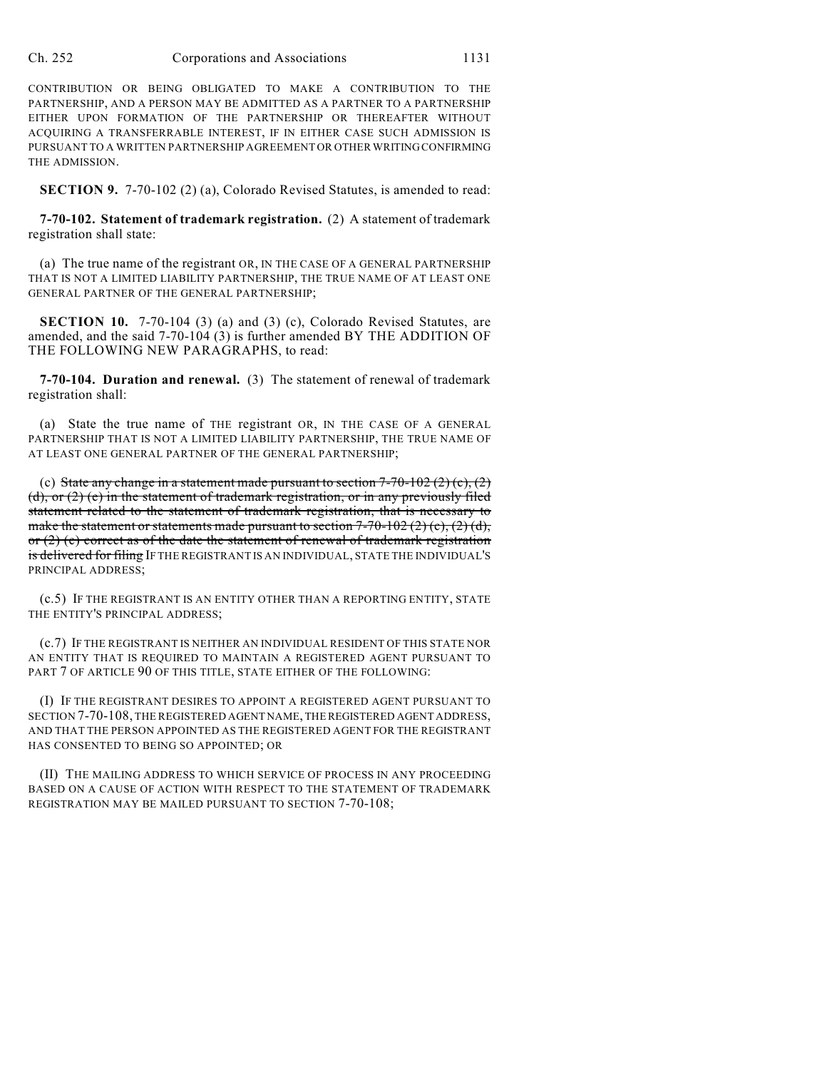CONTRIBUTION OR BEING OBLIGATED TO MAKE A CONTRIBUTION TO THE PARTNERSHIP, AND A PERSON MAY BE ADMITTED AS A PARTNER TO A PARTNERSHIP EITHER UPON FORMATION OF THE PARTNERSHIP OR THEREAFTER WITHOUT ACQUIRING A TRANSFERRABLE INTEREST, IF IN EITHER CASE SUCH ADMISSION IS PURSUANT TO A WRITTEN PARTNERSHIP AGREEMENT OR OTHER WRITING CONFIRMING THE ADMISSION.

**SECTION 9.** 7-70-102 (2) (a), Colorado Revised Statutes, is amended to read:

**7-70-102. Statement of trademark registration.** (2) A statement of trademark registration shall state:

(a) The true name of the registrant OR, IN THE CASE OF A GENERAL PARTNERSHIP THAT IS NOT A LIMITED LIABILITY PARTNERSHIP, THE TRUE NAME OF AT LEAST ONE GENERAL PARTNER OF THE GENERAL PARTNERSHIP;

**SECTION 10.** 7-70-104 (3) (a) and (3) (c), Colorado Revised Statutes, are amended, and the said 7-70-104 (3) is further amended BY THE ADDITION OF THE FOLLOWING NEW PARAGRAPHS, to read:

**7-70-104. Duration and renewal.** (3) The statement of renewal of trademark registration shall:

(a) State the true name of THE registrant OR, IN THE CASE OF A GENERAL PARTNERSHIP THAT IS NOT A LIMITED LIABILITY PARTNERSHIP, THE TRUE NAME OF AT LEAST ONE GENERAL PARTNER OF THE GENERAL PARTNERSHIP;

(c) ~~State any change in a statement made pursuant to section 7-70-102 (2) (c), (2) (d), or (2) (e) in the statement of trademark registration, or in any previously filed statement related to the statement of trademark registration, that is necessary to make the statement or statements made pursuant to section 7-70-102 (2) (c), (2) (d), or (2) (e) correct as of the date the statement of renewal of trademark registration is delivered for filing~~ IF THE REGISTRANT IS AN INDIVIDUAL, STATE THE INDIVIDUAL'S PRINCIPAL ADDRESS;

(c.5) IF THE REGISTRANT IS AN ENTITY OTHER THAN A REPORTING ENTITY, STATE THE ENTITY'S PRINCIPAL ADDRESS;

(c.7) IF THE REGISTRANT IS NEITHER AN INDIVIDUAL RESIDENT OF THIS STATE NOR AN ENTITY THAT IS REQUIRED TO MAINTAIN A REGISTERED AGENT PURSUANT TO PART 7 OF ARTICLE 90 OF THIS TITLE, STATE EITHER OF THE FOLLOWING:

(I) IF THE REGISTRANT DESIRES TO APPOINT A REGISTERED AGENT PURSUANT TO SECTION 7-70-108, THE REGISTERED AGENT NAME, THE REGISTERED AGENT ADDRESS, AND THAT THE PERSON APPOINTED AS THE REGISTERED AGENT FOR THE REGISTRANT HAS CONSENTED TO BEING SO APPOINTED; OR

(II) THE MAILING ADDRESS TO WHICH SERVICE OF PROCESS IN ANY PROCEEDING BASED ON A CAUSE OF ACTION WITH RESPECT TO THE STATEMENT OF TRADEMARK REGISTRATION MAY BE MAILED PURSUANT TO SECTION 7-70-108;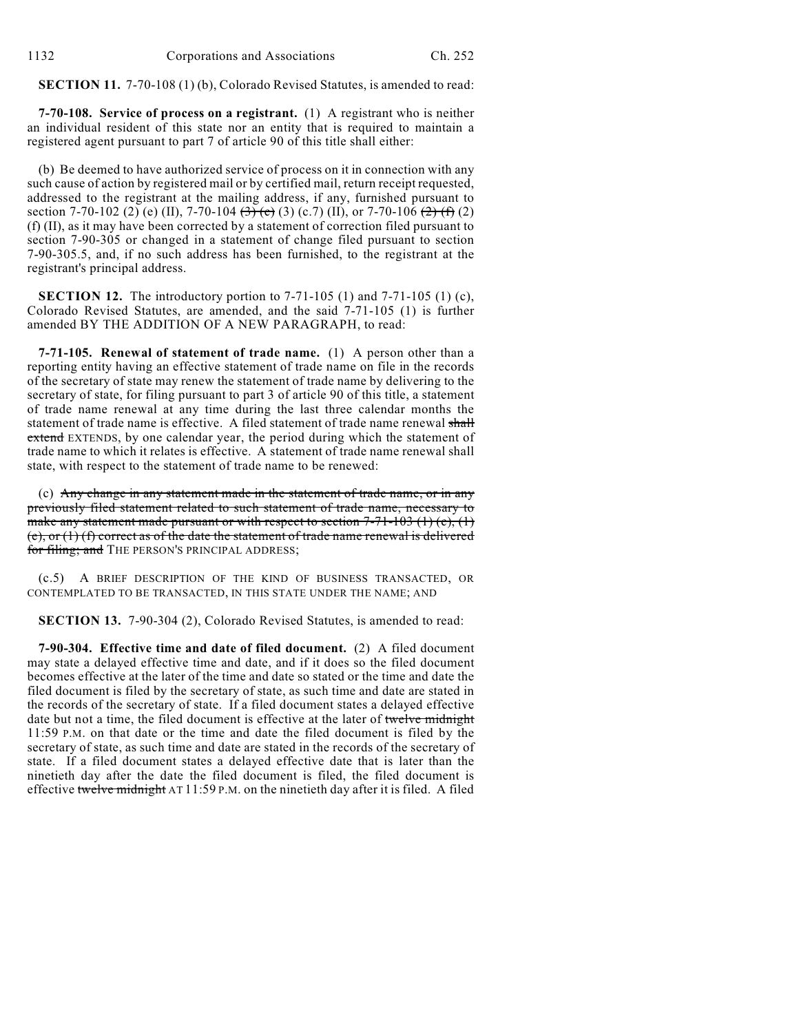**SECTION 11.** 7-70-108 (1) (b), Colorado Revised Statutes, is amended to read:

**7-70-108. Service of process on a registrant.** (1) A registrant who is neither an individual resident of this state nor an entity that is required to maintain a registered agent pursuant to part 7 of article 90 of this title shall either:

(b) Be deemed to have authorized service of process on it in connection with any such cause of action by registered mail or by certified mail, return receipt requested, addressed to the registrant at the mailing address, if any, furnished pursuant to section 7-70-102 (2) (e) (II), 7-70-104 ~~(3) (e)~~ (3) (c.7) (II), or 7-70-106 ~~(2) (f)~~ (2) (f) (II), as it may have been corrected by a statement of correction filed pursuant to section 7-90-305 or changed in a statement of change filed pursuant to section 7-90-305.5, and, if no such address has been furnished, to the registrant at the registrant's principal address.

**SECTION 12.** The introductory portion to 7-71-105 (1) and 7-71-105 (1) (c), Colorado Revised Statutes, are amended, and the said 7-71-105 (1) is further amended BY THE ADDITION OF A NEW PARAGRAPH, to read:

**7-71-105. Renewal of statement of trade name.** (1) A person other than a reporting entity having an effective statement of trade name on file in the records of the secretary of state may renew the statement of trade name by delivering to the secretary of state, for filing pursuant to part 3 of article 90 of this title, a statement of trade name renewal at any time during the last three calendar months the statement of trade name is effective. A filed statement of trade name renewal ~~shall extend~~ EXTENDS, by one calendar year, the period during which the statement of trade name to which it relates is effective. A statement of trade name renewal shall state, with respect to the statement of trade name to be renewed:

(c) ~~Any change in any statement made in the statement of trade name, or in any previously filed statement related to such statement of trade name, necessary to make any statement made pursuant or with respect to section 7-71-103 (1) (c), (1) (e), or (1) (f) correct as of the date the statement of trade name renewal is delivered for filing; and~~ THE PERSON'S PRINCIPAL ADDRESS;

(c.5) A BRIEF DESCRIPTION OF THE KIND OF BUSINESS TRANSACTED, OR CONTEMPLATED TO BE TRANSACTED, IN THIS STATE UNDER THE NAME; AND

**SECTION 13.** 7-90-304 (2), Colorado Revised Statutes, is amended to read:

**7-90-304. Effective time and date of filed document.** (2) A filed document may state a delayed effective time and date, and if it does so the filed document becomes effective at the later of the time and date so stated or the time and date the filed document is filed by the secretary of state, as such time and date are stated in the records of the secretary of state. If a filed document states a delayed effective date but not a time, the filed document is effective at the later of ~~twelve midnight~~ 11:59 P.M. on that date or the time and date the filed document is filed by the secretary of state, as such time and date are stated in the records of the secretary of state. If a filed document states a delayed effective date that is later than the ninetieth day after the date the filed document is filed, the filed document is effective ~~twelve midnight~~ AT 11:59 P.M. on the ninetieth day after it is filed. A filed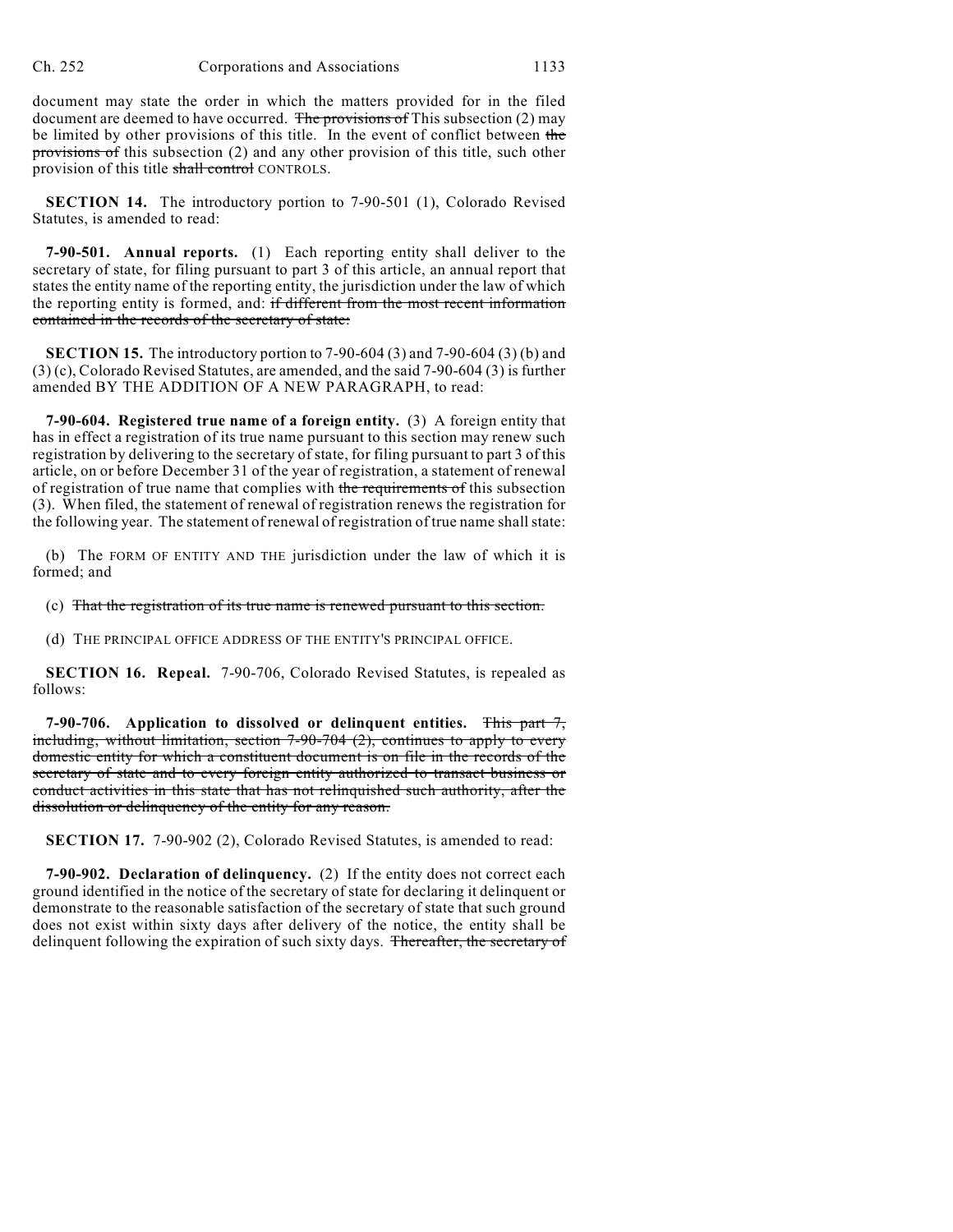document may state the order in which the matters provided for in the filed document are deemed to have occurred. ~~The provisions of~~ This subsection (2) may be limited by other provisions of this title. In the event of conflict between ~~the provisions of~~ this subsection (2) and any other provision of this title, such other provision of this title ~~shall control~~ CONTROLS.

**SECTION 14.** The introductory portion to 7-90-501 (1), Colorado Revised Statutes, is amended to read:

**7-90-501. Annual reports.** (1) Each reporting entity shall deliver to the secretary of state, for filing pursuant to part 3 of this article, an annual report that states the entity name of the reporting entity, the jurisdiction under the law of which the reporting entity is formed, and: ~~if different from the most recent information contained in the records of the secretary of state:~~

**SECTION 15.** The introductory portion to 7-90-604 (3) and 7-90-604 (3) (b) and (3) (c), Colorado Revised Statutes, are amended, and the said 7-90-604 (3) is further amended BY THE ADDITION OF A NEW PARAGRAPH, to read:

**7-90-604. Registered true name of a foreign entity.** (3) A foreign entity that has in effect a registration of its true name pursuant to this section may renew such registration by delivering to the secretary of state, for filing pursuant to part 3 of this article, on or before December 31 of the year of registration, a statement of renewal of registration of true name that complies with ~~the requirements of~~ this subsection (3). When filed, the statement of renewal of registration renews the registration for the following year. The statement of renewal of registration of true name shall state:

(b) The FORM OF ENTITY AND THE jurisdiction under the law of which it is formed; and

(c) ~~That the registration of its true name is renewed pursuant to this section.~~

(d) THE PRINCIPAL OFFICE ADDRESS OF THE ENTITY'S PRINCIPAL OFFICE.

**SECTION 16. Repeal.** 7-90-706, Colorado Revised Statutes, is repealed as follows:

**7-90-706. Application to dissolved or delinquent entities.** ~~This part 7, including, without limitation, section 7-90-704 (2), continues to apply to every domestic entity for which a constituent document is on file in the records of the secretary of state and to every foreign entity authorized to transact business or conduct activities in this state that has not relinquished such authority, after the dissolution or delinquency of the entity for any reason.~~

**SECTION 17.** 7-90-902 (2), Colorado Revised Statutes, is amended to read:

**7-90-902. Declaration of delinquency.** (2) If the entity does not correct each ground identified in the notice of the secretary of state for declaring it delinquent or demonstrate to the reasonable satisfaction of the secretary of state that such ground does not exist within sixty days after delivery of the notice, the entity shall be delinquent following the expiration of such sixty days. ~~Thereafter, the secretary of~~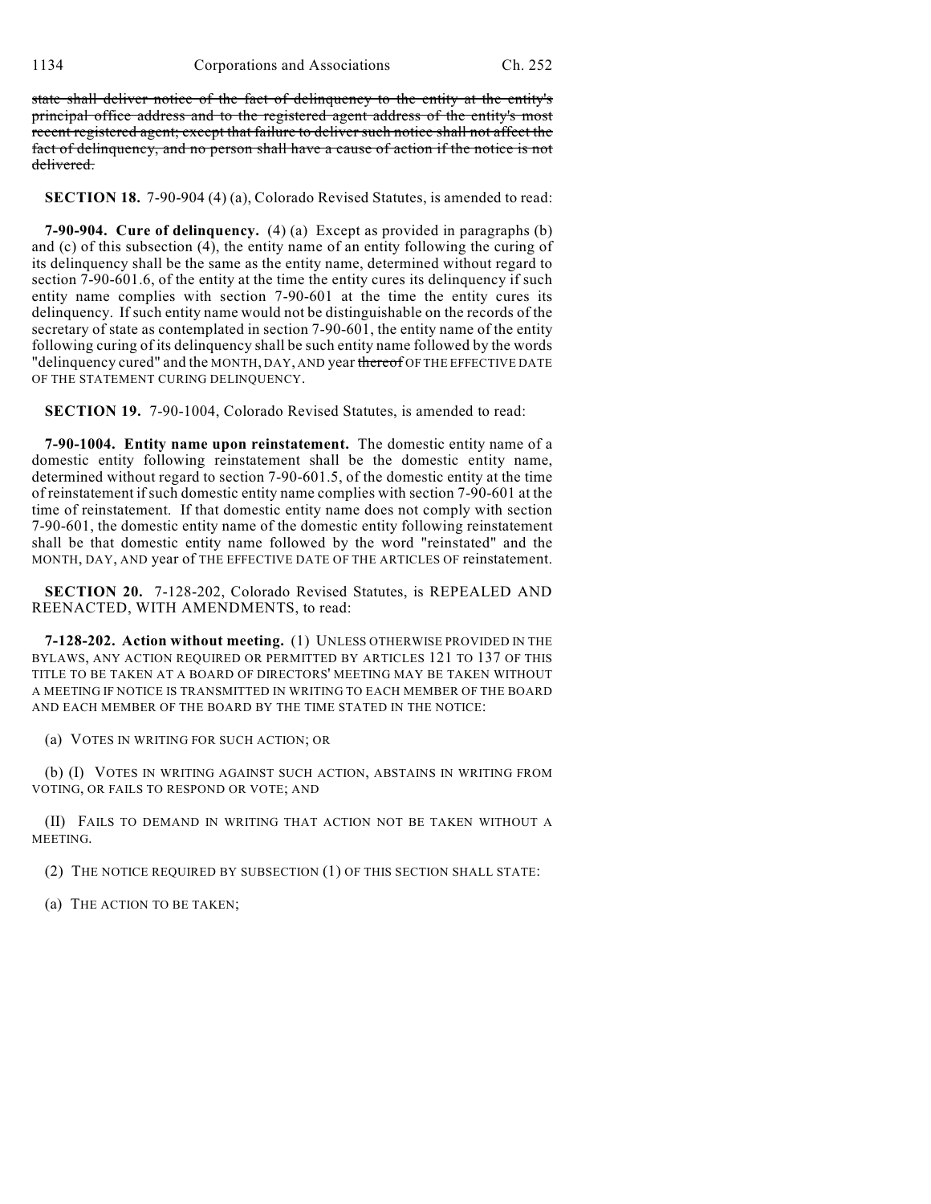~~state shall deliver notice of the fact of delinquency to the entity at the entity's principal office address and to the registered agent address of the entity's most recent registered agent; except that failure to deliver such notice shall not affect the fact of delinquency, and no person shall have a cause of action if the notice is not delivered.~~

**SECTION 18.** 7-90-904 (4) (a), Colorado Revised Statutes, is amended to read:

**7-90-904. Cure of delinquency.** (4) (a) Except as provided in paragraphs (b) and (c) of this subsection (4), the entity name of an entity following the curing of its delinquency shall be the same as the entity name, determined without regard to section 7-90-601.6, of the entity at the time the entity cures its delinquency if such entity name complies with section 7-90-601 at the time the entity cures its delinquency. If such entity name would not be distinguishable on the records of the secretary of state as contemplated in section 7-90-601, the entity name of the entity following curing of its delinquency shall be such entity name followed by the words "delinquency cured" and the MONTH, DAY, AND year ~~thereof~~ OF THE EFFECTIVE DATE OF THE STATEMENT CURING DELINQUENCY.

**SECTION 19.** 7-90-1004, Colorado Revised Statutes, is amended to read:

**7-90-1004. Entity name upon reinstatement.** The domestic entity name of a domestic entity following reinstatement shall be the domestic entity name, determined without regard to section 7-90-601.5, of the domestic entity at the time of reinstatement if such domestic entity name complies with section 7-90-601 at the time of reinstatement. If that domestic entity name does not comply with section 7-90-601, the domestic entity name of the domestic entity following reinstatement shall be that domestic entity name followed by the word "reinstated" and the MONTH, DAY, AND year of THE EFFECTIVE DATE OF THE ARTICLES OF reinstatement.

**SECTION 20.** 7-128-202, Colorado Revised Statutes, is REPEALED AND REENACTED, WITH AMENDMENTS, to read:

**7-128-202. Action without meeting.** (1) UNLESS OTHERWISE PROVIDED IN THE BYLAWS, ANY ACTION REQUIRED OR PERMITTED BY ARTICLES 121 TO 137 OF THIS TITLE TO BE TAKEN AT A BOARD OF DIRECTORS' MEETING MAY BE TAKEN WITHOUT A MEETING IF NOTICE IS TRANSMITTED IN WRITING TO EACH MEMBER OF THE BOARD AND EACH MEMBER OF THE BOARD BY THE TIME STATED IN THE NOTICE:

(a) VOTES IN WRITING FOR SUCH ACTION; OR

(b) (I) VOTES IN WRITING AGAINST SUCH ACTION, ABSTAINS IN WRITING FROM VOTING, OR FAILS TO RESPOND OR VOTE; AND

(II) FAILS TO DEMAND IN WRITING THAT ACTION NOT BE TAKEN WITHOUT A MEETING.

(2) THE NOTICE REQUIRED BY SUBSECTION (1) OF THIS SECTION SHALL STATE:

(a) THE ACTION TO BE TAKEN;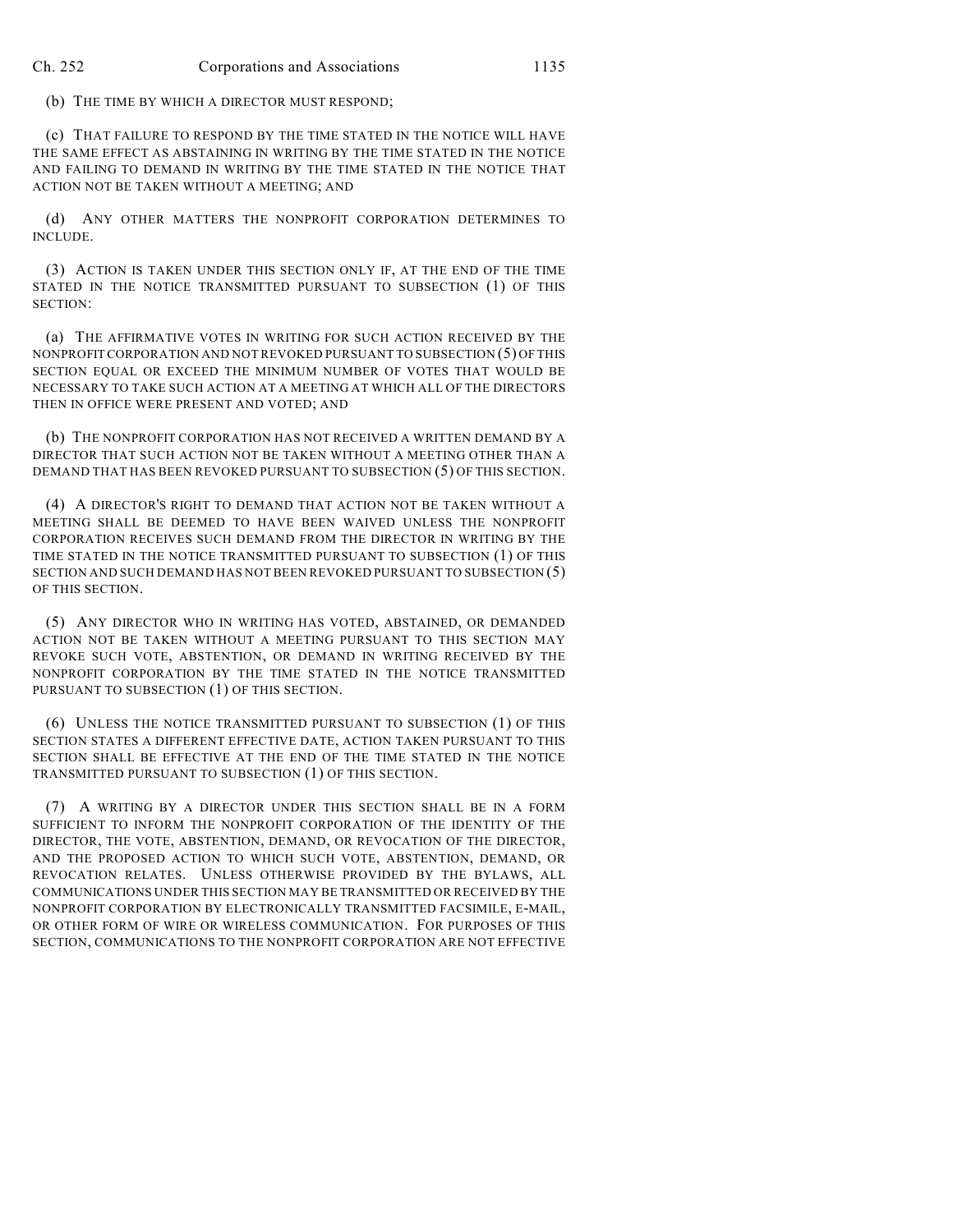(b) THE TIME BY WHICH A DIRECTOR MUST RESPOND;

(c) THAT FAILURE TO RESPOND BY THE TIME STATED IN THE NOTICE WILL HAVE THE SAME EFFECT AS ABSTAINING IN WRITING BY THE TIME STATED IN THE NOTICE AND FAILING TO DEMAND IN WRITING BY THE TIME STATED IN THE NOTICE THAT ACTION NOT BE TAKEN WITHOUT A MEETING; AND

(d) ANY OTHER MATTERS THE NONPROFIT CORPORATION DETERMINES TO INCLUDE.

(3) ACTION IS TAKEN UNDER THIS SECTION ONLY IF, AT THE END OF THE TIME STATED IN THE NOTICE TRANSMITTED PURSUANT TO SUBSECTION (1) OF THIS SECTION:

(a) THE AFFIRMATIVE VOTES IN WRITING FOR SUCH ACTION RECEIVED BY THE NONPROFIT CORPORATION AND NOT REVOKED PURSUANT TO SUBSECTION (5) OF THIS SECTION EQUAL OR EXCEED THE MINIMUM NUMBER OF VOTES THAT WOULD BE NECESSARY TO TAKE SUCH ACTION AT A MEETING AT WHICH ALL OF THE DIRECTORS THEN IN OFFICE WERE PRESENT AND VOTED; AND

(b) THE NONPROFIT CORPORATION HAS NOT RECEIVED A WRITTEN DEMAND BY A DIRECTOR THAT SUCH ACTION NOT BE TAKEN WITHOUT A MEETING OTHER THAN A DEMAND THAT HAS BEEN REVOKED PURSUANT TO SUBSECTION (5) OF THIS SECTION.

(4) A DIRECTOR'S RIGHT TO DEMAND THAT ACTION NOT BE TAKEN WITHOUT A MEETING SHALL BE DEEMED TO HAVE BEEN WAIVED UNLESS THE NONPROFIT CORPORATION RECEIVES SUCH DEMAND FROM THE DIRECTOR IN WRITING BY THE TIME STATED IN THE NOTICE TRANSMITTED PURSUANT TO SUBSECTION (1) OF THIS SECTION AND SUCH DEMAND HAS NOT BEEN REVOKED PURSUANT TO SUBSECTION (5) OF THIS SECTION.

(5) ANY DIRECTOR WHO IN WRITING HAS VOTED, ABSTAINED, OR DEMANDED ACTION NOT BE TAKEN WITHOUT A MEETING PURSUANT TO THIS SECTION MAY REVOKE SUCH VOTE, ABSTENTION, OR DEMAND IN WRITING RECEIVED BY THE NONPROFIT CORPORATION BY THE TIME STATED IN THE NOTICE TRANSMITTED PURSUANT TO SUBSECTION (1) OF THIS SECTION.

(6) UNLESS THE NOTICE TRANSMITTED PURSUANT TO SUBSECTION (1) OF THIS SECTION STATES A DIFFERENT EFFECTIVE DATE, ACTION TAKEN PURSUANT TO THIS SECTION SHALL BE EFFECTIVE AT THE END OF THE TIME STATED IN THE NOTICE TRANSMITTED PURSUANT TO SUBSECTION (1) OF THIS SECTION.

(7) A WRITING BY A DIRECTOR UNDER THIS SECTION SHALL BE IN A FORM SUFFICIENT TO INFORM THE NONPROFIT CORPORATION OF THE IDENTITY OF THE DIRECTOR, THE VOTE, ABSTENTION, DEMAND, OR REVOCATION OF THE DIRECTOR, AND THE PROPOSED ACTION TO WHICH SUCH VOTE, ABSTENTION, DEMAND, OR REVOCATION RELATES. UNLESS OTHERWISE PROVIDED BY THE BYLAWS, ALL COMMUNICATIONS UNDER THIS SECTION MAY BE TRANSMITTED OR RECEIVED BY THE NONPROFIT CORPORATION BY ELECTRONICALLY TRANSMITTED FACSIMILE, E-MAIL, OR OTHER FORM OF WIRE OR WIRELESS COMMUNICATION. FOR PURPOSES OF THIS SECTION, COMMUNICATIONS TO THE NONPROFIT CORPORATION ARE NOT EFFECTIVE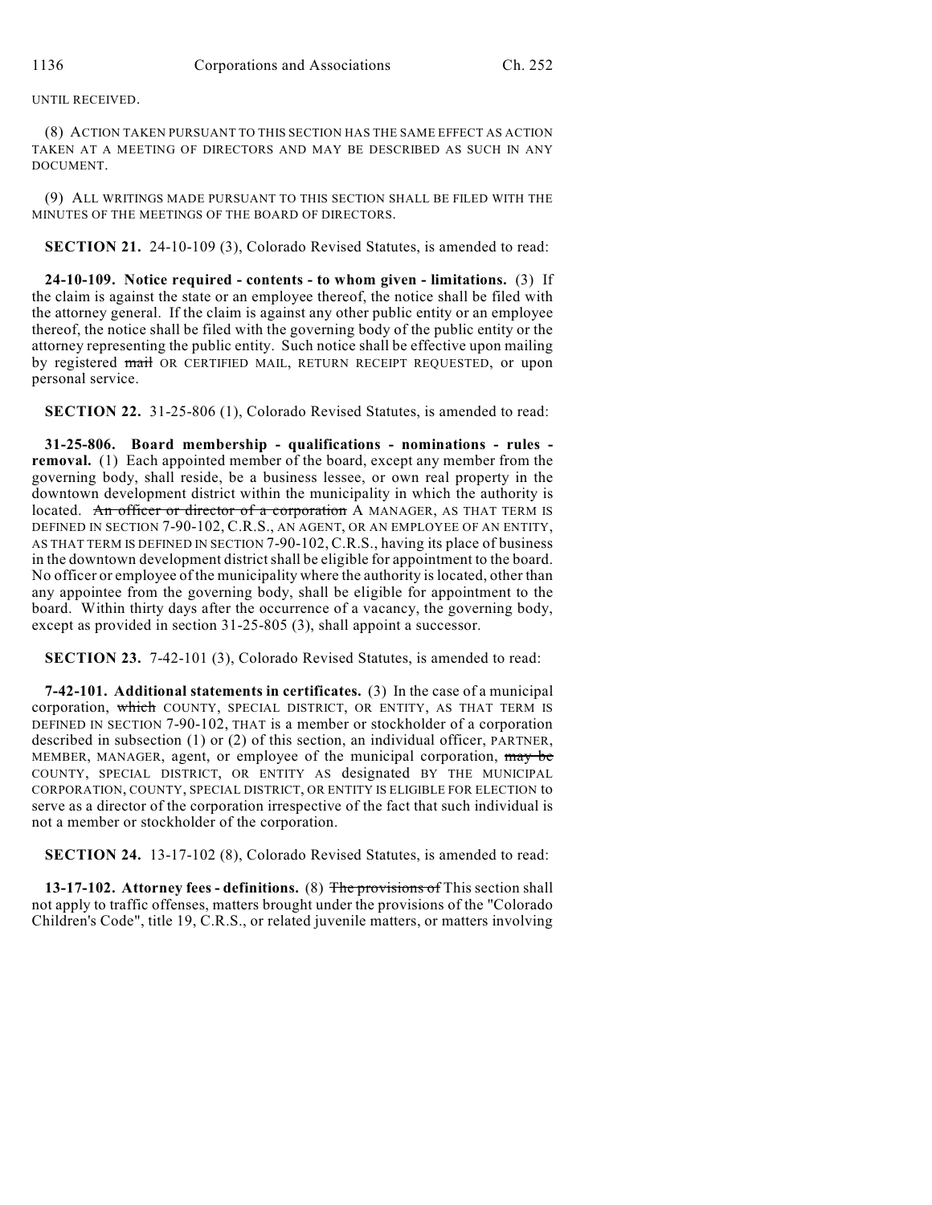UNTIL RECEIVED.

(8) ACTION TAKEN PURSUANT TO THIS SECTION HAS THE SAME EFFECT AS ACTION TAKEN AT A MEETING OF DIRECTORS AND MAY BE DESCRIBED AS SUCH IN ANY DOCUMENT.

(9) ALL WRITINGS MADE PURSUANT TO THIS SECTION SHALL BE FILED WITH THE MINUTES OF THE MEETINGS OF THE BOARD OF DIRECTORS.

**SECTION 21.** 24-10-109 (3), Colorado Revised Statutes, is amended to read:

**24-10-109. Notice required - contents - to whom given - limitations.** (3) If the claim is against the state or an employee thereof, the notice shall be filed with the attorney general. If the claim is against any other public entity or an employee thereof, the notice shall be filed with the governing body of the public entity or the attorney representing the public entity. Such notice shall be effective upon mailing by registered ~~mail~~ OR CERTIFIED MAIL, RETURN RECEIPT REQUESTED, or upon personal service.

**SECTION 22.** 31-25-806 (1), Colorado Revised Statutes, is amended to read:

**31-25-806. Board membership - qualifications - nominations - rules - removal.** (1) Each appointed member of the board, except any member from the governing body, shall reside, be a business lessee, or own real property in the downtown development district within the municipality in which the authority is located. ~~An officer or director of a corporation~~ A MANAGER, AS THAT TERM IS DEFINED IN SECTION 7-90-102, C.R.S., AN AGENT, OR AN EMPLOYEE OF AN ENTITY, AS THAT TERM IS DEFINED IN SECTION 7-90-102, C.R.S., having its place of business in the downtown development district shall be eligible for appointment to the board. No officer or employee of the municipality where the authority is located, other than any appointee from the governing body, shall be eligible for appointment to the board. Within thirty days after the occurrence of a vacancy, the governing body, except as provided in section 31-25-805 (3), shall appoint a successor.

**SECTION 23.** 7-42-101 (3), Colorado Revised Statutes, is amended to read:

**7-42-101. Additional statements in certificates.** (3) In the case of a municipal corporation, ~~which~~ COUNTY, SPECIAL DISTRICT, OR ENTITY, AS THAT TERM IS DEFINED IN SECTION 7-90-102, THAT is a member or stockholder of a corporation described in subsection (1) or (2) of this section, an individual officer, PARTNER, MEMBER, MANAGER, agent, or employee of the municipal corporation, ~~may be~~ COUNTY, SPECIAL DISTRICT, OR ENTITY AS designated BY THE MUNICIPAL CORPORATION, COUNTY, SPECIAL DISTRICT, OR ENTITY IS ELIGIBLE FOR ELECTION to serve as a director of the corporation irrespective of the fact that such individual is not a member or stockholder of the corporation.

**SECTION 24.** 13-17-102 (8), Colorado Revised Statutes, is amended to read:

**13-17-102. Attorney fees - definitions.** (8) ~~The provisions of~~ This section shall not apply to traffic offenses, matters brought under the provisions of the "Colorado Children's Code", title 19, C.R.S., or related juvenile matters, or matters involving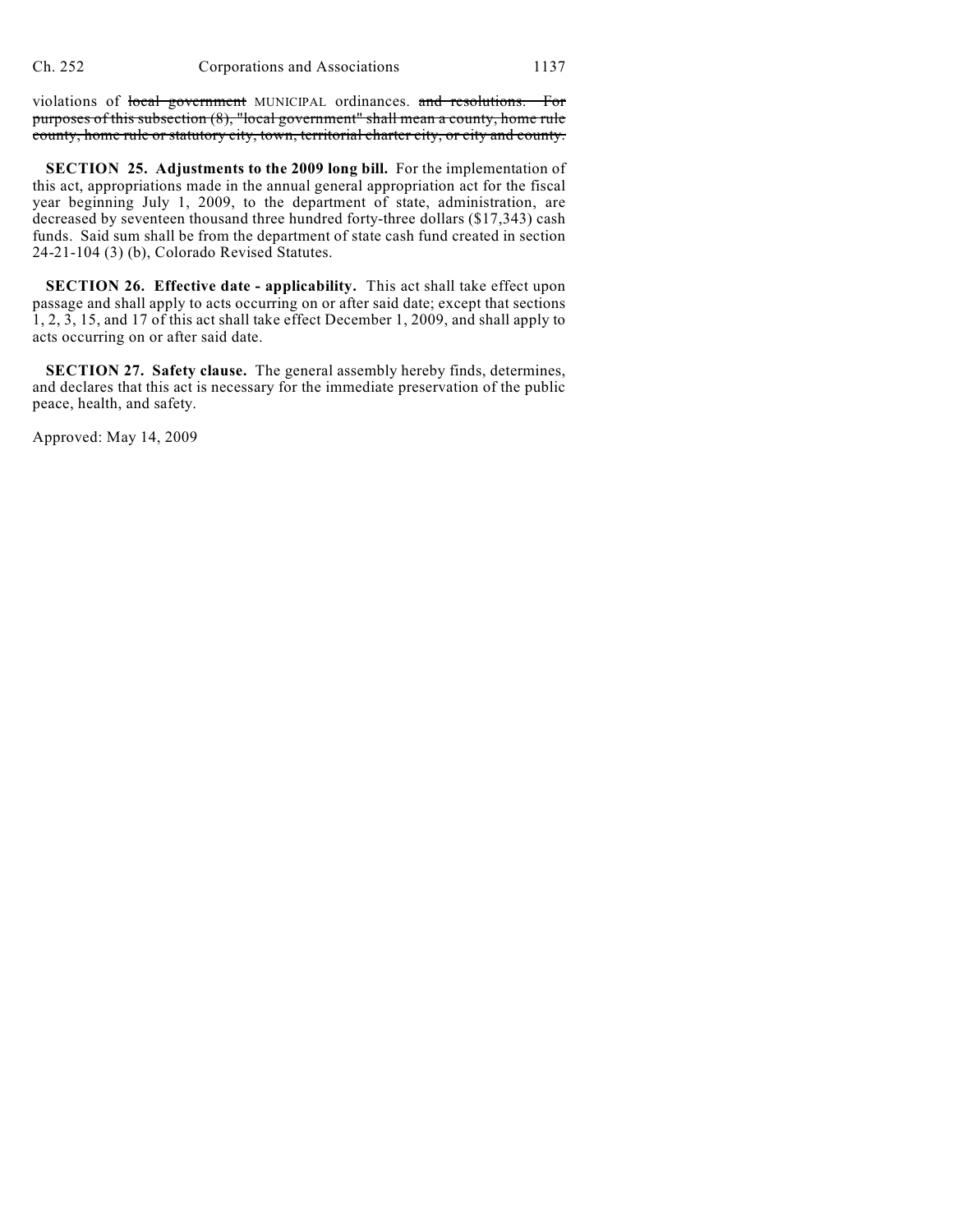violations of ~~local government~~ MUNICIPAL ordinances. ~~and resolutions. For purposes of this subsection (8), "local government" shall mean a county, home rule county, home rule or statutory city, town, territorial charter city, or city and county.~~

**SECTION 25. Adjustments to the 2009 long bill.** For the implementation of this act, appropriations made in the annual general appropriation act for the fiscal year beginning July 1, 2009, to the department of state, administration, are decreased by seventeen thousand three hundred forty-three dollars ($17,343) cash funds. Said sum shall be from the department of state cash fund created in section 24-21-104 (3) (b), Colorado Revised Statutes.

**SECTION 26. Effective date - applicability.** This act shall take effect upon passage and shall apply to acts occurring on or after said date; except that sections 1, 2, 3, 15, and 17 of this act shall take effect December 1, 2009, and shall apply to acts occurring on or after said date.

**SECTION 27. Safety clause.** The general assembly hereby finds, determines, and declares that this act is necessary for the immediate preservation of the public peace, health, and safety.

Approved: May 14, 2009